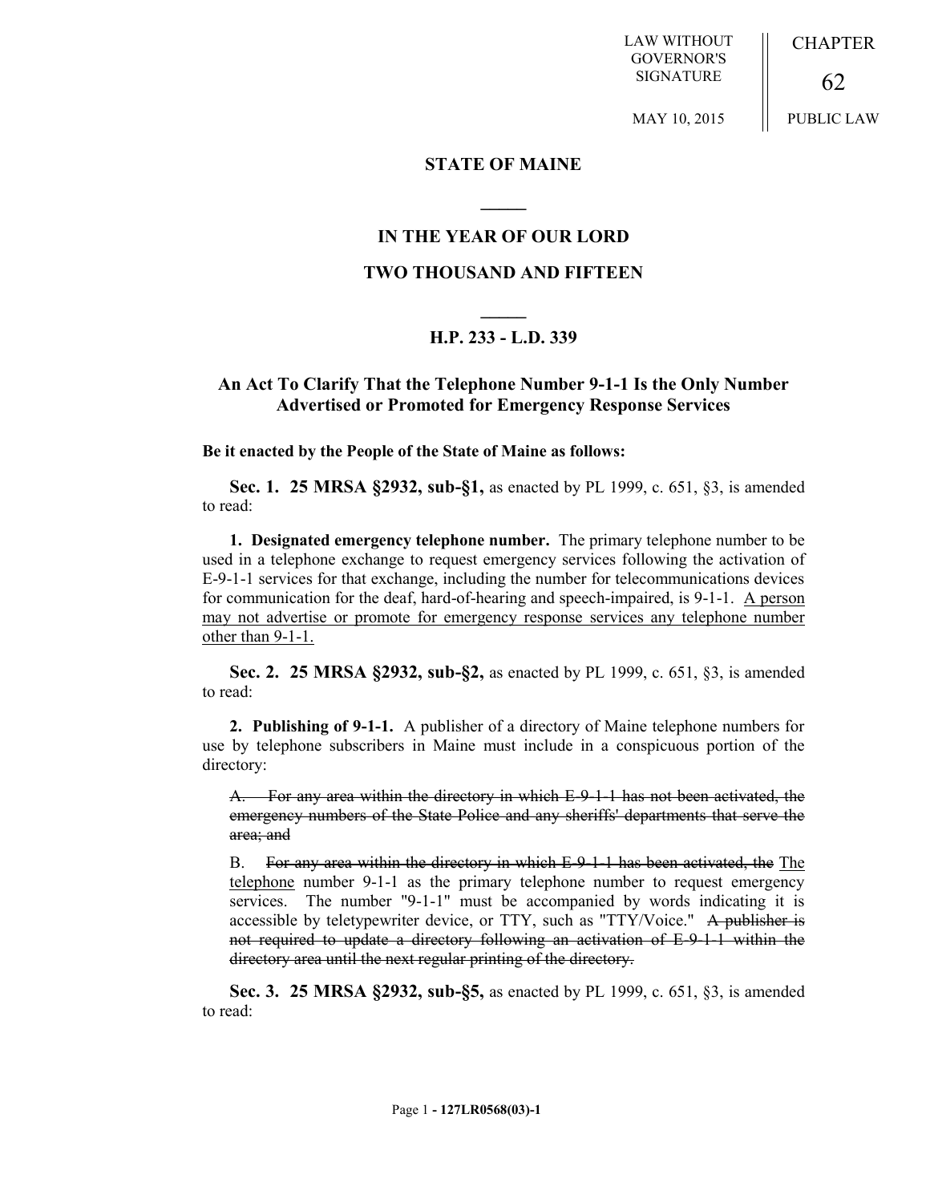LAW WITHOUT GOVERNOR'S SIGNATURE

MAY 10, 2015

CHAPTER 62

PUBLIC LAW

## STATE OF MAINE

## IN THE YEAR OF OUR LORD

## TWO THOUSAND AND FIFTEEN

## H.P. 233 - L.D. 339

## An Act To Clarify That the Telephone Number 9-1-1 Is the Only Number Advertised or Promoted for Emergency Response Services

**Be it enacted by the People of the State of Maine as follows:**

**Sec. 1. 25 MRSA §2932, sub-§1,** as enacted by PL 1999, c. 651, §3, is amended to read:

**1. Designated emergency telephone number.** The primary telephone number to be used in a telephone exchange to request emergency services following the activation of E-9-1-1 services for that exchange, including the number for telecommunications devices for communication for the deaf, hard-of-hearing and speech-impaired, is 9-1-1. <u>A person may not advertise or promote for emergency response services any telephone number other than 9-1-1.</u>

**Sec. 2. 25 MRSA §2932, sub-§2,** as enacted by PL 1999, c. 651, §3, is amended to read:

**2. Publishing of 9-1-1.** A publisher of a directory of Maine telephone numbers for use by telephone subscribers in Maine must include in a conspicuous portion of the directory:

~~A. For any area within the directory in which E-9-1-1 has not been activated, the emergency numbers of the State Police and any sheriffs' departments that serve the area; and~~

B. ~~For any area within the directory in which E-9-1-1 has been activated, the~~ <u>The telephone</u> number 9-1-1 as the primary telephone number to request emergency services. The number "9-1-1" must be accompanied by words indicating it is accessible by teletypewriter device, or TTY, such as "TTY/Voice." ~~A publisher is not required to update a directory following an activation of E-9-1-1 within the directory area until the next regular printing of the directory.~~

**Sec. 3. 25 MRSA §2932, sub-§5,** as enacted by PL 1999, c. 651, §3, is amended to read: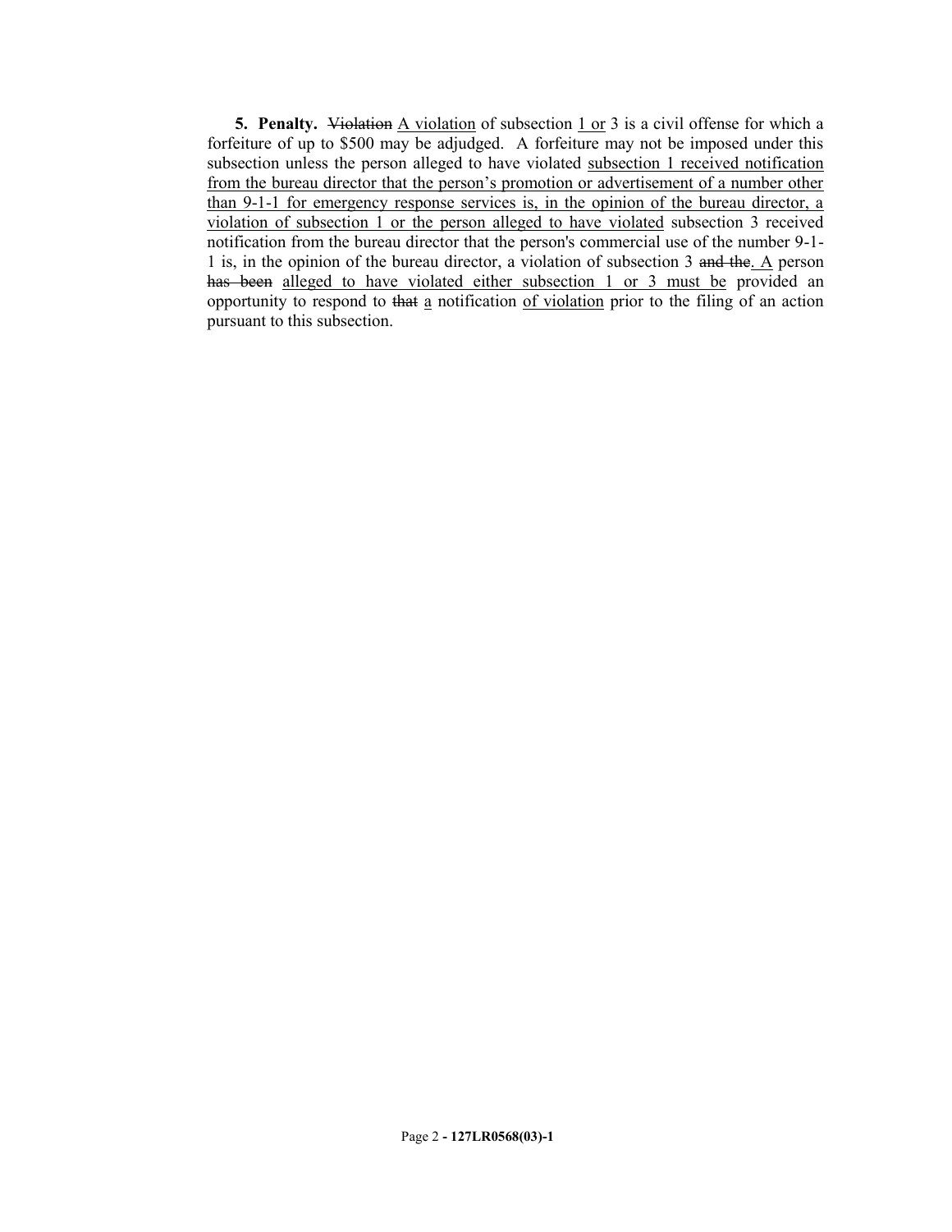**5. Penalty.** ~~Violation~~ <u>A violation</u> of subsection <u>1 or</u> 3 is a civil offense for which a forfeiture of up to $500 may be adjudged. A forfeiture may not be imposed under this subsection unless the person alleged to have violated <u>subsection 1 received notification from the bureau director that the person's promotion or advertisement of a number other than 9-1-1 for emergency response services is, in the opinion of the bureau director, a violation of subsection 1 or the person alleged to have violated</u> subsection 3 received notification from the bureau director that the person's commercial use of the number 9-1-1 is, in the opinion of the bureau director, a violation of subsection 3 ~~and the~~<u>. A</u> person ~~has been~~ <u>alleged to have violated either subsection 1 or 3 must be</u> provided an opportunity to respond to ~~that~~ <u>a</u> notification <u>of violation</u> prior to the filing of an action pursuant to this subsection.